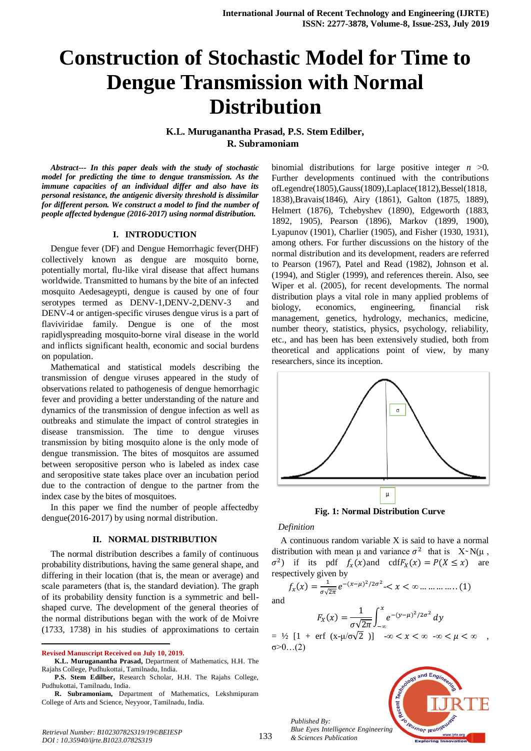# Construction of Stochastic Model for Time to Dengue Transmission with Normal Distribution

**K.L. Muruganantha Prasad, P.S. Stem Edilber, R. Subramoniam**

***Abstract--- In this paper deals with the study of stochastic model for predicting the time to dengue transmission. As the immune capacities of an individual differ and also have its personal resistance, the antigenic diversity threshold is dissimilar for different person. We construct a model to find the number of people affected bydengue (2016-2017) using normal distribution.***

## I. INTRODUCTION

Dengue fever (DF) and Dengue Hemorrhagic fever(DHF) collectively known as dengue are mosquito borne, potentially mortal, flu-like viral disease that affect humans worldwide. Transmitted to humans by the bite of an infected mosquito Aedesageypti, dengue is caused by one of four serotypes termed as DENV-1,DENV-2,DENV-3 and DENV-4 or antigen-specific viruses dengue virus is a part of flaviviridae family. Dengue is one of the most rapidlyspreading mosquito-borne viral disease in the world and inflicts significant health, economic and social burdens on population.

Mathematical and statistical models describing the transmission of dengue viruses appeared in the study of observations related to pathogenesis of dengue hemorrhagic fever and providing a better understanding of the nature and dynamics of the transmission of dengue infection as well as outbreaks and stimulate the impact of control strategies in disease transmission. The time to dengue viruses transmission by biting mosquito alone is the only mode of dengue transmission. The bites of mosquitos are assumed between seropositive person who is labeled as index case and seropositive state takes place over an incubation period due to the contraction of dengue to the partner from the index case by the bites of mosquitoes.

In this paper we find the number of people affectedby dengue(2016-2017) by using normal distribution.

## II. NORMAL DISTRIBUTION

The normal distribution describes a family of continuous probability distributions, having the same general shape, and differing in their location (that is, the mean or average) and scale parameters (that is, the standard deviation). The graph of its probability density function is a symmetric and bell-shaped curve. The development of the general theories of the normal distributions began with the work of de Moivre (1733, 1738) in his studies of approximations to certain binomial distributions for large positive integer $n$ >0. Further developments continued with the contributions ofLegendre(1805),Gauss(1809),Laplace(1812),Bessel(1818, 1838),Bravais(1846), Airy (1861), Galton (1875, 1889), Helmert (1876), Tchebyshev (1890), Edgeworth (1883, 1892, 1905), Pearson (1896), Markov (1899, 1900), Lyapunov (1901), Charlier (1905), and Fisher (1930, 1931), among others. For further discussions on the history of the normal distribution and its development, readers are referred to Pearson (1967), Patel and Read (1982), Johnson et al. (1994), and Stigler (1999), and references therein. Also, see Wiper et al. (2005), for recent developments. The normal distribution plays a vital role in many applied problems of biology, economics, engineering, financial risk management, genetics, hydrology, mechanics, medicine, number theory, statistics, physics, psychology, reliability, etc., and has been extensively studied, both from theoretical and applications point of view, by many researchers, since its inception.

**Fig. 1: Normal Distribution Curve**

*Definition*

A continuous random variable X is said to have a normal distribution with mean μ and variance $\sigma^2$ that is $X \sim N(\mu, \sigma^2)$ if its pdf $f_x(x)$and cdf$F_X(x) = P(X \leq x)$ are respectively given by

$$f_x(x) = \frac{1}{\sigma\sqrt{2\pi}} e^{-(x-\mu)^2/2\sigma^2} \text{-} < x < \infty \ldots\ldots\ldots\ldots (1)$$

and

$$F_X(x) = \frac{1}{\sigma\sqrt{2\pi}} \int_{-\infty}^{x} e^{-(y-\mu)^2/2\sigma^2}\, dy$$

$= \frac{1}{2}\ [1 + \text{erf}\ (x\text{-}\mu/\sigma\sqrt{2}\ )]\quad -\infty < x < \infty\ \ -\infty < \mu < \infty\ ,\ \sigma > 0 \ldots(2)$

**Revised Manuscript Received on July 10, 2019.**

**K.L. Muruganantha Prasad,** Department of Mathematics, H.H. The Rajahs College, Pudhukottai, Tamilnadu, India.

**P.S. Stem Edilber,** Research Scholar, H.H. The Rajahs College, Pudhukottai, Tamilnadu, India.

**R. Subramoniam,** Department of Mathematics, Lekshmipuram College of Arts and Science, Neyyoor, Tamilnadu, India.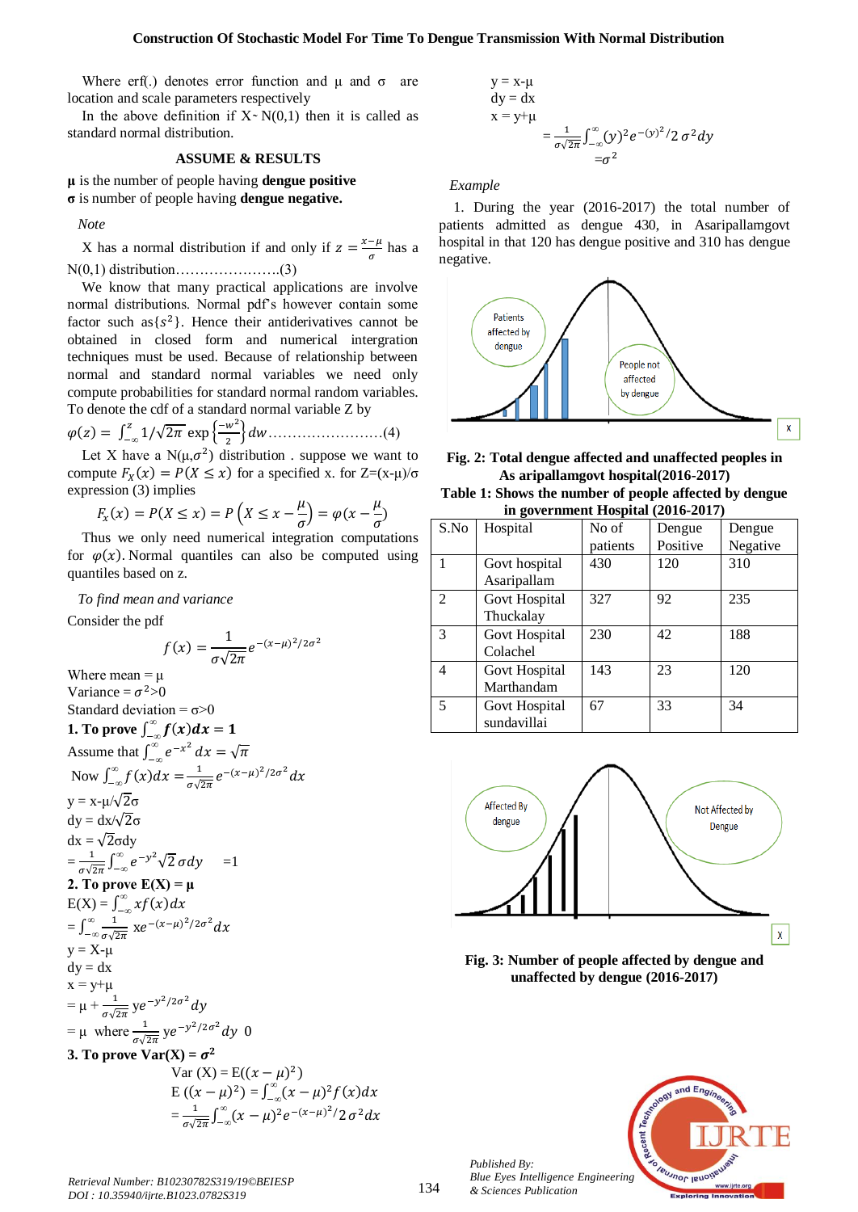Where erf(.) denotes error function and μ and σ are location and scale parameters respectively

In the above definition if X~ N(0,1) then it is called as standard normal distribution.

## ASSUME & RESULTS

**μ** is the number of people having **dengue positive**

**σ** is number of people having **dengue negative.**

*Note*

X has a normal distribution if and only if $z = \frac{x-\mu}{\sigma}$ has a N(0,1) distribution……………………(3)

We know that many practical applications are involve normal distributions. Normal pdf's however contain some factor such as $\{s^2\}$. Hence their antiderivatives cannot be obtained in closed form and numerical intergration techniques must be used. Because of relationship between normal and standard normal variables we need only compute probabilities for standard normal random variables. To denote the cdf of a standard normal variable Z by

$\varphi(z) = \int_{-\infty}^{z} 1/\sqrt{2\pi}\, \exp\left\{\frac{-w^2}{2}\right\} dw$……………………(4)

Let X have a N(μ,$\sigma^2$) distribution . suppose we want to compute $F_x(x) = P(X \le x)$ for a specified x. for Z=(x-μ)/σ expression (3) implies

$$F_x(x) = P(X \le x) = P\left(X \le x - \frac{\mu}{\sigma}\right) = \varphi(x - \frac{\mu}{\sigma})$$

Thus we only need numerical integration computations for $\varphi(x)$. Normal quantiles can also be computed using quantiles based on z.

*To find mean and variance*

Consider the pdf

$$f(x) = \frac{1}{\sigma\sqrt{2\pi}} e^{-(x-\mu)^2/2\sigma^2}$$

Where mean = μ

Variance = $\sigma^2$>0

Standard deviation = σ>0

**1. To prove $\int_{-\infty}^{\infty} f(x)dx = 1$**

Assume that $\int_{-\infty}^{\infty} e^{-x^2}\,dx = \sqrt{\pi}$

Now $\int_{-\infty}^{\infty} f(x)dx = \frac{1}{\sigma\sqrt{2\pi}} e^{-(x-\mu)^2/2\sigma^2}dx$

y = x-μ/$\sqrt{2}$σ

dy = dx/$\sqrt{2}$σ

dx = $\sqrt{2}$σdy

$= \frac{1}{\sigma\sqrt{2\pi}} \int_{-\infty}^{\infty} e^{-y^2}\sqrt{2}\,\sigma dy \quad =1$

**2. To prove E(X) = μ**

E(X) = $\int_{-\infty}^{\infty} xf(x)dx$

$= \int_{-\infty}^{\infty} \frac{1}{\sigma\sqrt{2\pi}}\, xe^{-(x-\mu)^2/2\sigma^2}dx$

y = X-μ

dy = dx

x = y+μ

$= \mu + \frac{1}{\sigma\sqrt{2\pi}}\, ye^{-y^2/2\sigma^2}dy$

$= \mu$ where $\frac{1}{\sigma\sqrt{2\pi}}\, ye^{-y^2/2\sigma^2}dy$ 0

**3. To prove Var(X) = $\sigma^2$**

Var (X) = E($(x-\mu)^2$)

E ($(x-\mu)^2$) = $\int_{-\infty}^{\infty}(x-\mu)^2 f(x)dx$

$= \frac{1}{\sigma\sqrt{2\pi}}\int_{-\infty}^{\infty}(x-\mu)^2 e^{-(x-\mu)^2/2\,\sigma^2}dx$

y = x-μ

dy = dx

x = y+μ

$= \frac{1}{\sigma\sqrt{2\pi}}\int_{-\infty}^{\infty}(y)^2 e^{-(y)^2/2\,\sigma^2}dy$

$=\sigma^2$

*Example*

1. During the year (2016-2017) the total number of patients admitted as dengue 430, in Asaripallamgovt hospital in that 120 has dengue positive and 310 has dengue negative.

**Fig. 2: Total dengue affected and unaffected peoples in As aripallamgovt hospital(2016-2017)**

**Table 1: Shows the number of people affected by dengue in government Hospital (2016-2017)**

| S.No | Hospital | No of patients | Dengue Positive | Dengue Negative |
|---|---|---|---|---|
| 1 | Govt hospital Asaripallam | 430 | 120 | 310 |
| 2 | Govt Hospital Thuckalay | 327 | 92 | 235 |
| 3 | Govt Hospital Colachel | 230 | 42 | 188 |
| 4 | Govt Hospital Marthandam | 143 | 23 | 120 |
| 5 | Govt Hospital sundavillai | 67 | 33 | 34 |

**Fig. 3: Number of people affected by dengue and unaffected by dengue (2016-2017)**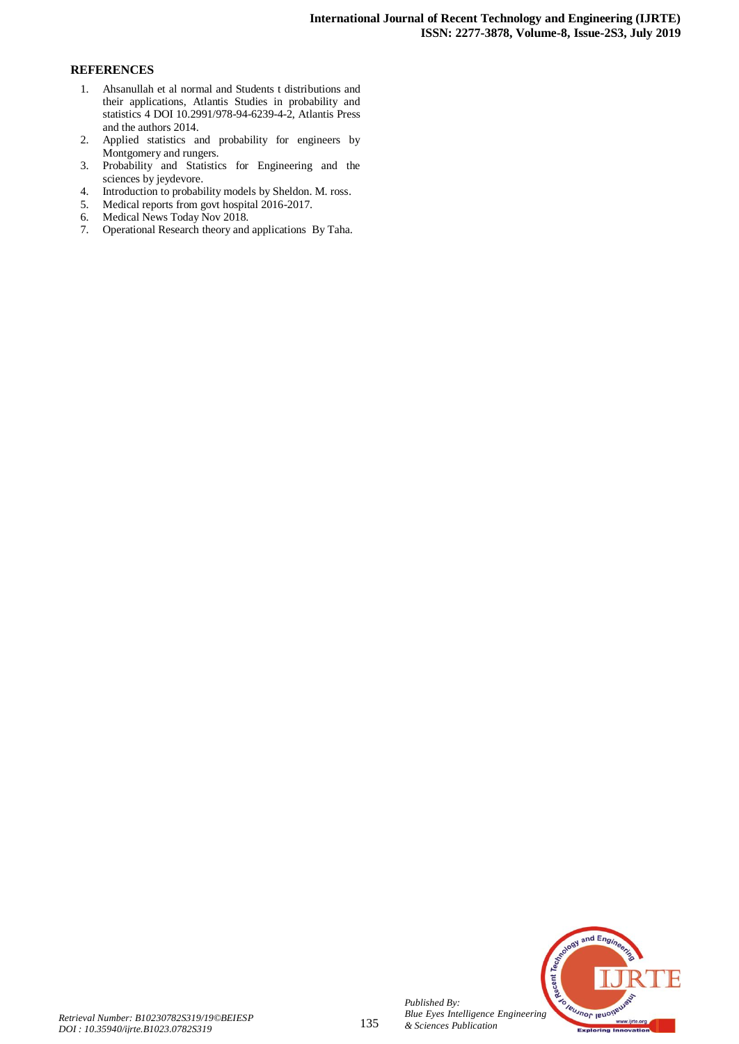## REFERENCES

1. Ahsanullah et al normal and Students t distributions and their applications, Atlantis Studies in probability and statistics 4 DOI 10.2991/978-94-6239-4-2, Atlantis Press and the authors 2014.
2. Applied statistics and probability for engineers by Montgomery and rungers.
3. Probability and Statistics for Engineering and the sciences by jeydevore.
4. Introduction to probability models by Sheldon. M. ross.
5. Medical reports from govt hospital 2016-2017.
6. Medical News Today Nov 2018.
7. Operational Research theory and applications By Taha.